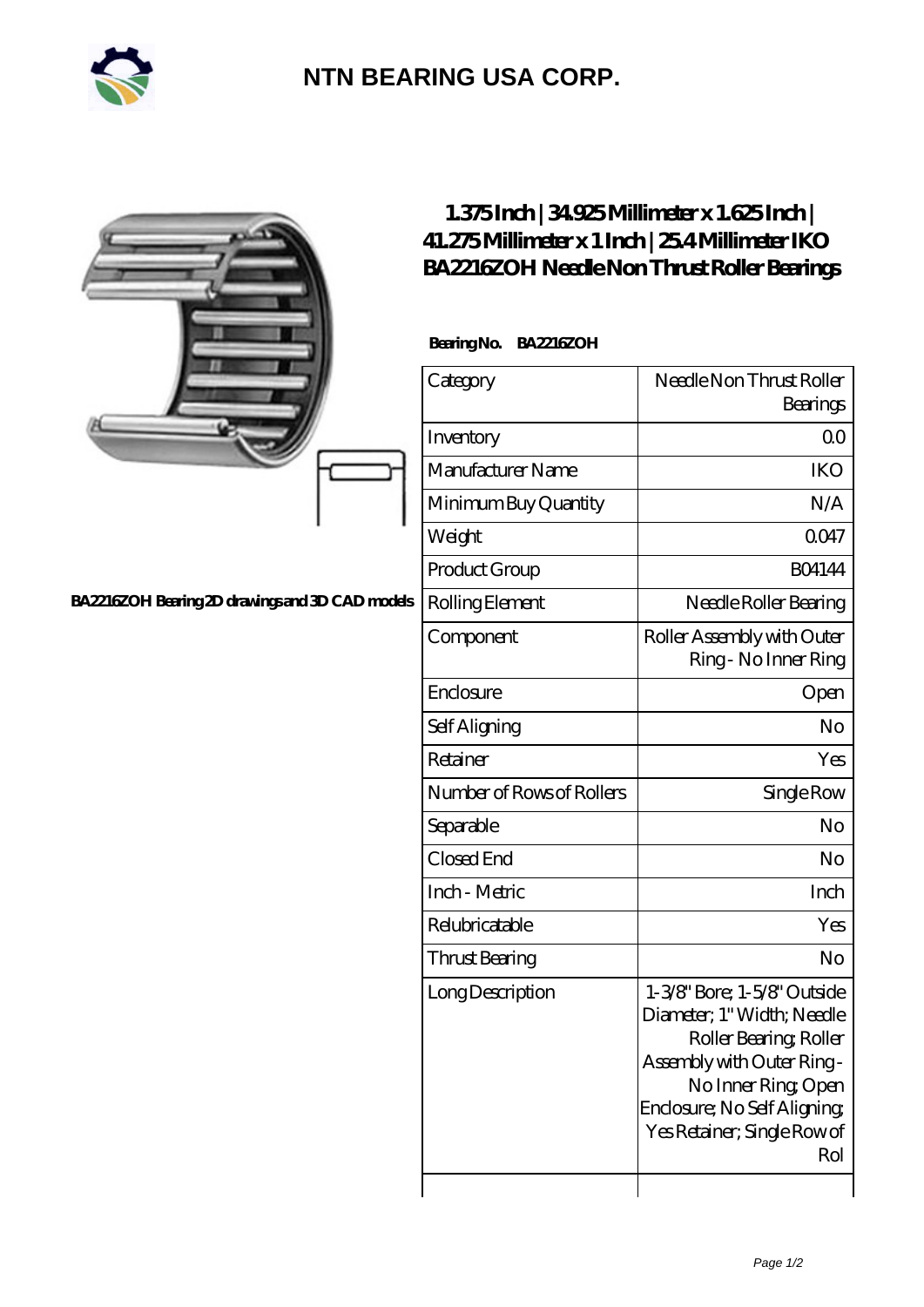## NTN BEARING USA CORP.

BA2216ZOH Bearing 2D drawings and 3D CAD models

# 1.375 Inch | 34.925 Millimeter x 1.625 Inch | 41.275 Millimeter x 1 Inch | 25.4 Millimeter IKO BA2216ZOH Needle Non Thrust Roller Bearings

**Bearing No.** BA2216ZOH

| Category | Needle Non Thrust Roller Bearings |
|---|---|
| Inventory | 0.0 |
| Manufacturer Name | IKO |
| Minimum Buy Quantity | N/A |
| Weight | 0.047 |
| Product Group | B04144 |
| Rolling Element | Needle Roller Bearing |
| Component | Roller Assembly with Outer Ring - No Inner Ring |
| Enclosure | Open |
| Self Aligning | No |
| Retainer | Yes |
| Number of Rows of Rollers | Single Row |
| Separable | No |
| Closed End | No |
| Inch - Metric | Inch |
| Relubricatable | Yes |
| Thrust Bearing | No |
| Long Description | 1-3/8" Bore; 1-5/8" Outside Diameter; 1" Width; Needle Roller Bearing; Roller Assembly with Outer Ring - No Inner Ring; Open Enclosure; No Self Aligning; Yes Retainer; Single Row of Rol |
| | |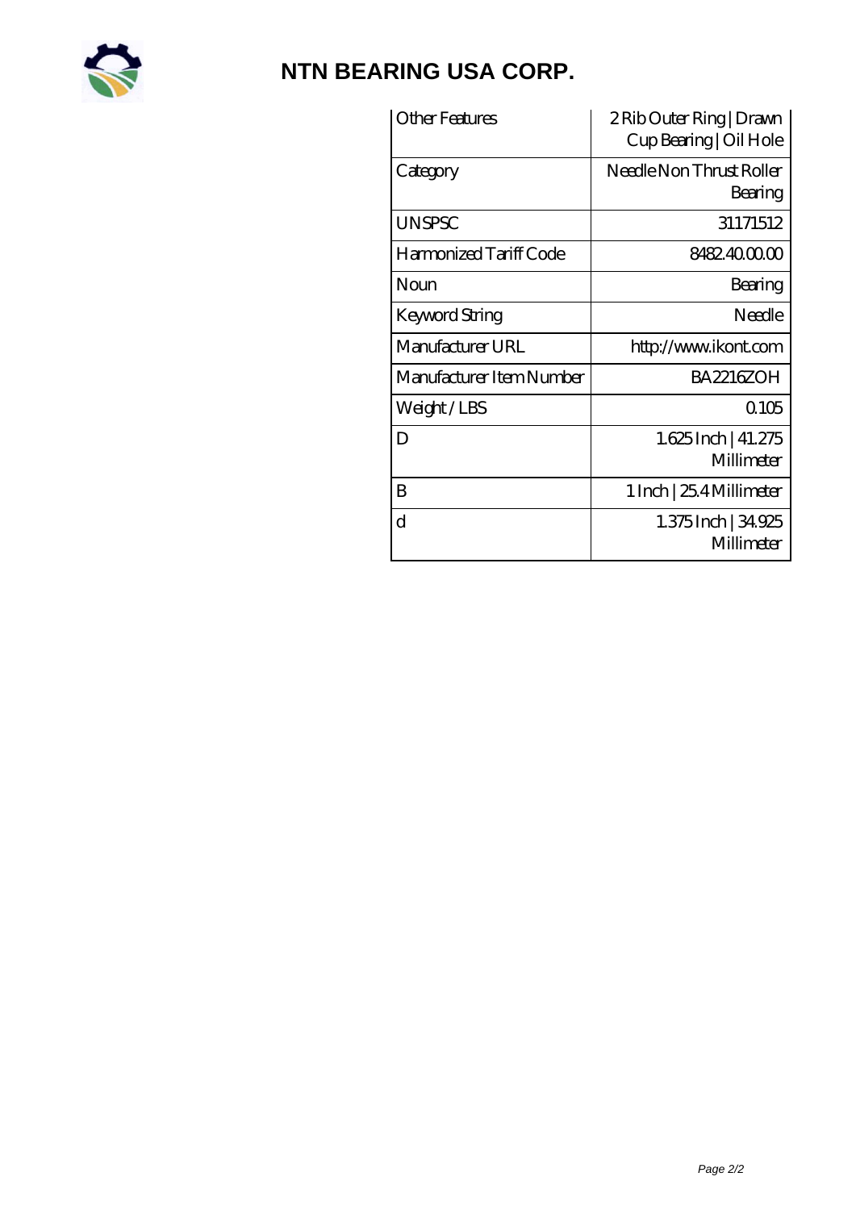# NTN BEARING USA CORP.

| | |
|---|---|
| Other Features | 2 Rib Outer Ring \| Drawn Cup Bearing \| Oil Hole |
| Category | Needle Non Thrust Roller Bearing |
| UNSPSC | 31171512 |
| Harmonized Tariff Code | 8482.40.00.00 |
| Noun | Bearing |
| Keyword String | Needle |
| Manufacturer URL | http://www.ikont.com |
| Manufacturer Item Number | BA2216ZOH |
| Weight / LBS | 0.105 |
| D | 1.625 Inch \| 41.275 Millimeter |
| B | 1 Inch \| 25.4 Millimeter |
| d | 1.375 Inch \| 34.925 Millimeter |